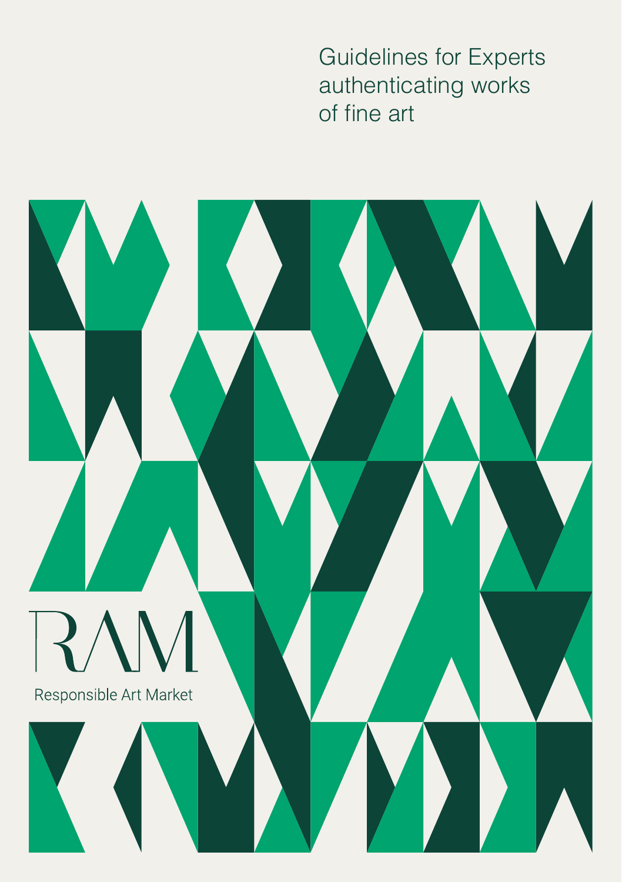# Guidelines for Experts authenticating works of fine art

RAM

Responsible Art Market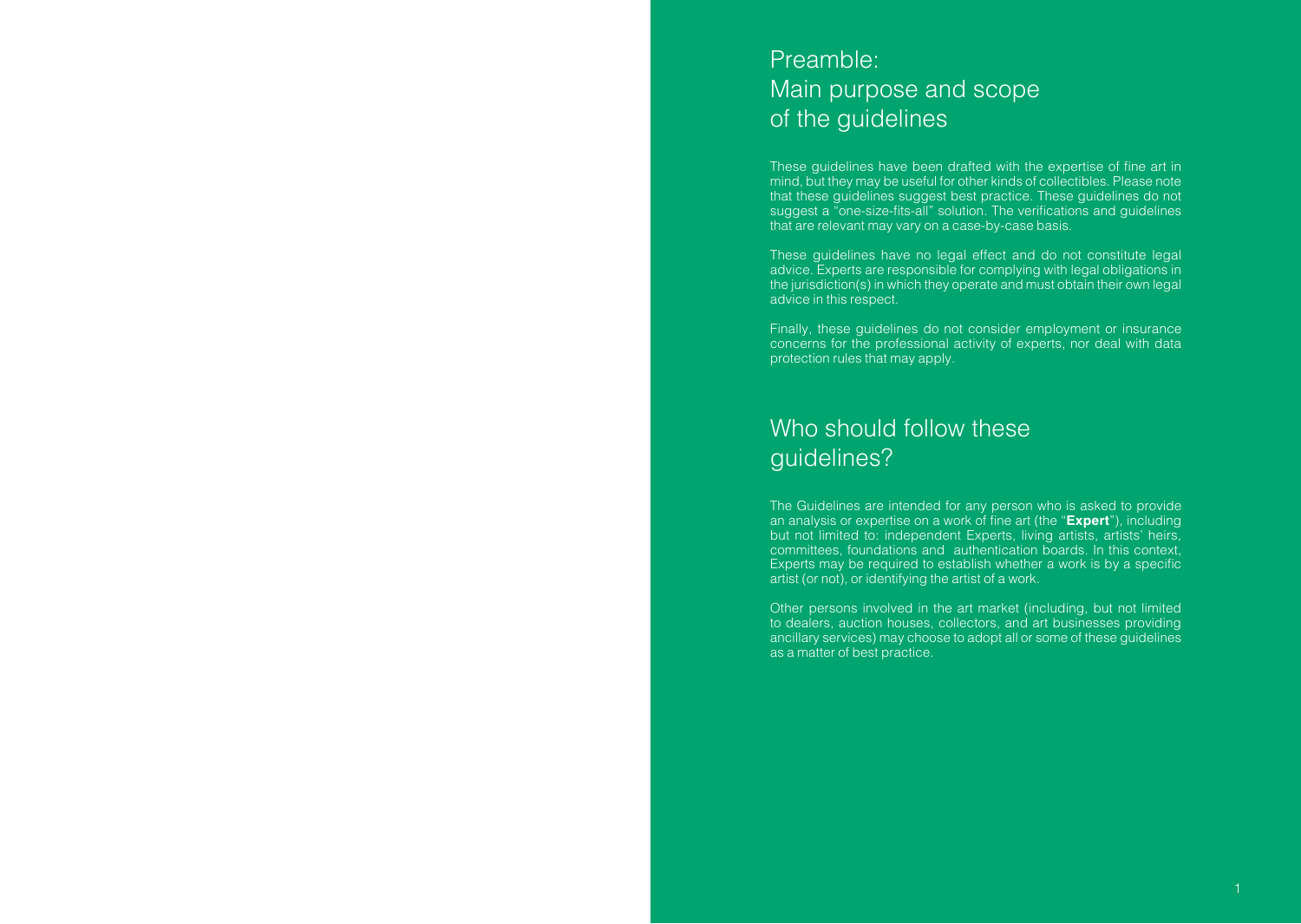# Preamble: Main purpose and scope of the guidelines

These guidelines have been drafted with the expertise of fine art in mind, but they may be useful for other kinds of collectibles. Please note that these guidelines suggest best practice. These guidelines do not suggest a "one-size-fits-all" solution. The verifications and guidelines that are relevant may vary on a case-by-case basis.

These guidelines have no legal effect and do not constitute legal advice. Experts are responsible for complying with legal obligations in the jurisdiction(s) in which they operate and must obtain their own legal advice in this respect.

Finally, these guidelines do not consider employment or insurance concerns for the professional activity of experts, nor deal with data protection rules that may apply.

# Who should follow these guidelines?

The Guidelines are intended for any person who is asked to provide an analysis or expertise on a work of fine art (the "**Expert**"), including but not limited to: independent Experts, living artists, artists' heirs, committees, foundations and authentication boards. In this context, Experts may be required to establish whether a work is by a specific artist (or not), or identifying the artist of a work.

Other persons involved in the art market (including, but not limited to dealers, auction houses, collectors, and art businesses providing ancillary services) may choose to adopt all or some of these guidelines as a matter of best practice.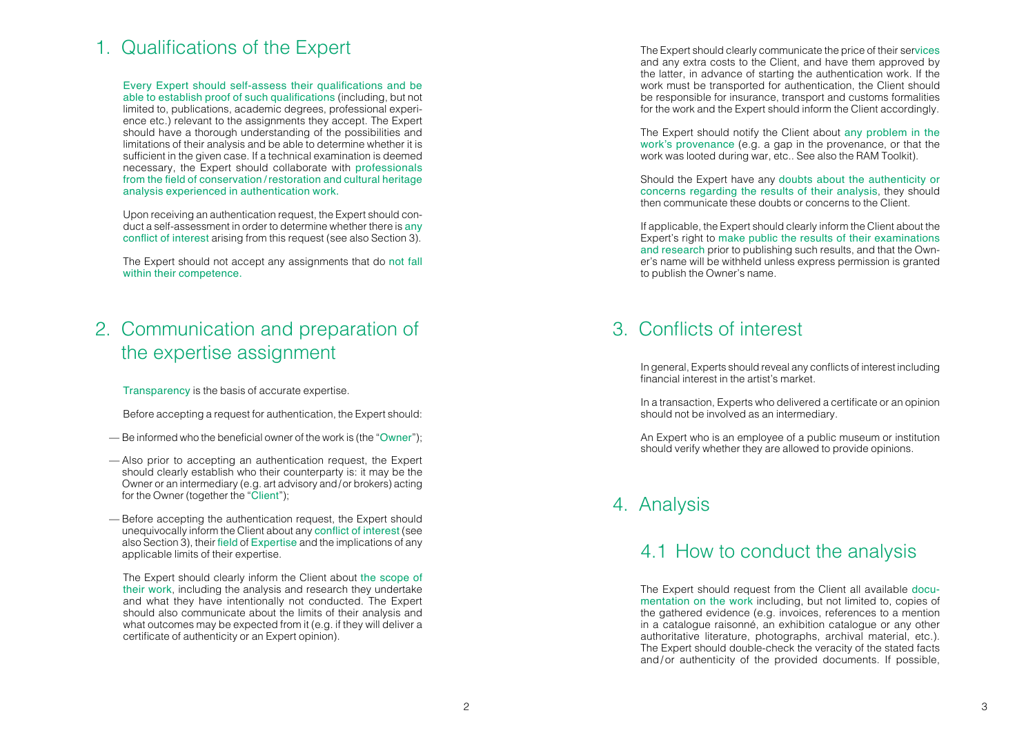# 1. Qualifications of the Expert

Every Expert should self-assess their qualifications and be able to establish proof of such qualifications (including, but not limited to, publications, academic degrees, professional experience etc.) relevant to the assignments they accept. The Expert should have a thorough understanding of the possibilities and limitations of their analysis and be able to determine whether it is sufficient in the given case. If a technical examination is deemed necessary, the Expert should collaborate with professionals from the field of conservation / restoration and cultural heritage analysis experienced in authentication work.

Upon receiving an authentication request, the Expert should conduct a self-assessment in order to determine whether there is any conflict of interest arising from this request (see also Section 3).

The Expert should not accept any assignments that do not fall within their competence.

# 2. Communication and preparation of the expertise assignment

Transparency is the basis of accurate expertise.

Before accepting a request for authentication, the Expert should:

- Be informed who the beneficial owner of the work is (the "Owner");
- Also prior to accepting an authentication request, the Expert should clearly establish who their counterparty is: it may be the Owner or an intermediary (e.g. art advisory and / or brokers) acting for the Owner (together the "Client");
- Before accepting the authentication request, the Expert should unequivocally inform the Client about any conflict of interest (see also Section 3), their field of Expertise and the implications of any applicable limits of their expertise.

The Expert should clearly inform the Client about the scope of their work, including the analysis and research they undertake and what they have intentionally not conducted. The Expert should also communicate about the limits of their analysis and what outcomes may be expected from it (e.g. if they will deliver a certificate of authenticity or an Expert opinion).

The Expert should clearly communicate the price of their services and any extra costs to the Client, and have them approved by the latter, in advance of starting the authentication work. If the work must be transported for authentication, the Client should be responsible for insurance, transport and customs formalities for the work and the Expert should inform the Client accordingly.

The Expert should notify the Client about any problem in the work's provenance (e.g. a gap in the provenance, or that the work was looted during war, etc.. See also the RAM Toolkit).

Should the Expert have any doubts about the authenticity or concerns regarding the results of their analysis, they should then communicate these doubts or concerns to the Client.

If applicable, the Expert should clearly inform the Client about the Expert's right to make public the results of their examinations and research prior to publishing such results, and that the Owner's name will be withheld unless express permission is granted to publish the Owner's name.

# 3. Conflicts of interest

In general, Experts should reveal any conflicts of interest including financial interest in the artist's market.

In a transaction, Experts who delivered a certificate or an opinion should not be involved as an intermediary.

An Expert who is an employee of a public museum or institution should verify whether they are allowed to provide opinions.

# 4. Analysis

## 4.1 How to conduct the analysis

The Expert should request from the Client all available documentation on the work including, but not limited to, copies of the gathered evidence (e.g. invoices, references to a mention in a catalogue raisonné, an exhibition catalogue or any other authoritative literature, photographs, archival material, etc.). The Expert should double-check the veracity of the stated facts and / or authenticity of the provided documents. If possible,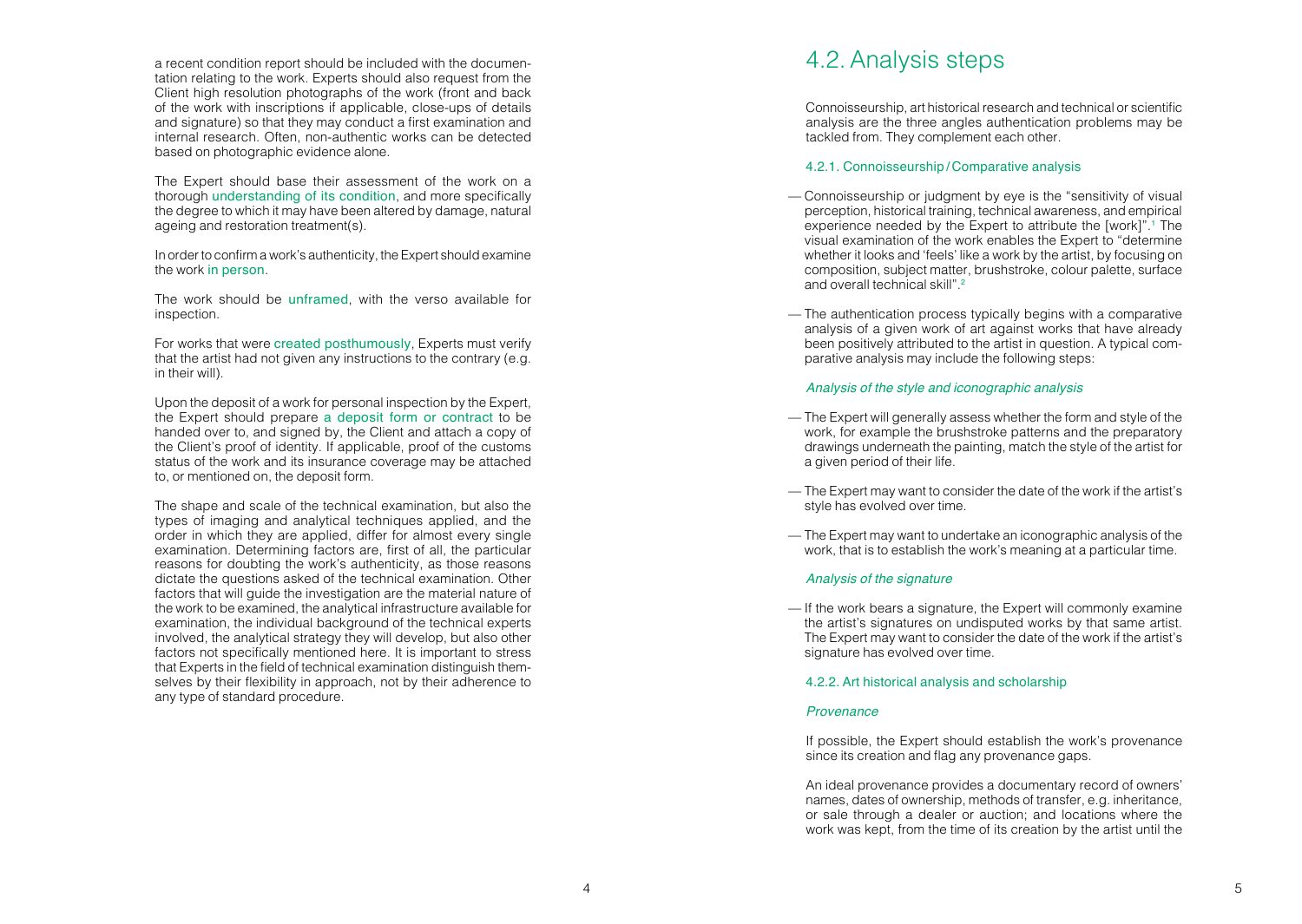a recent condition report should be included with the documentation relating to the work. Experts should also request from the Client high resolution photographs of the work (front and back of the work with inscriptions if applicable, close-ups of details and signature) so that they may conduct a first examination and internal research. Often, non-authentic works can be detected based on photographic evidence alone.

The Expert should base their assessment of the work on a thorough understanding of its condition, and more specifically the degree to which it may have been altered by damage, natural ageing and restoration treatment(s).

In order to confirm a work's authenticity, the Expert should examine the work in person.

The work should be unframed, with the verso available for inspection.

For works that were created posthumously, Experts must verify that the artist had not given any instructions to the contrary (e.g. in their will).

Upon the deposit of a work for personal inspection by the Expert, the Expert should prepare a deposit form or contract to be handed over to, and signed by, the Client and attach a copy of the Client's proof of identity. If applicable, proof of the customs status of the work and its insurance coverage may be attached to, or mentioned on, the deposit form.

The shape and scale of the technical examination, but also the types of imaging and analytical techniques applied, and the order in which they are applied, differ for almost every single examination. Determining factors are, first of all, the particular reasons for doubting the work's authenticity, as those reasons dictate the questions asked of the technical examination. Other factors that will guide the investigation are the material nature of the work to be examined, the analytical infrastructure available for examination, the individual background of the technical experts involved, the analytical strategy they will develop, but also other factors not specifically mentioned here. It is important to stress that Experts in the field of technical examination distinguish themselves by their flexibility in approach, not by their adherence to any type of standard procedure.

## 4.2. Analysis steps

Connoisseurship, art historical research and technical or scientific analysis are the three angles authentication problems may be tackled from. They complement each other.

### 4.2.1. Connoisseurship / Comparative analysis

— Connoisseurship or judgment by eye is the "sensitivity of visual perception, historical training, technical awareness, and empirical experience needed by the Expert to attribute the [work]".[1] The visual examination of the work enables the Expert to "determine whether it looks and 'feels' like a work by the artist, by focusing on composition, subject matter, brushstroke, colour palette, surface and overall technical skill".[2]

— The authentication process typically begins with a comparative analysis of a given work of art against works that have already been positively attributed to the artist in question. A typical comparative analysis may include the following steps:

*Analysis of the style and iconographic analysis*

— The Expert will generally assess whether the form and style of the work, for example the brushstroke patterns and the preparatory drawings underneath the painting, match the style of the artist for a given period of their life.

— The Expert may want to consider the date of the work if the artist's style has evolved over time.

— The Expert may want to undertake an iconographic analysis of the work, that is to establish the work's meaning at a particular time.

*Analysis of the signature*

— If the work bears a signature, the Expert will commonly examine the artist's signatures on undisputed works by that same artist. The Expert may want to consider the date of the work if the artist's signature has evolved over time.

### 4.2.2. Art historical analysis and scholarship

*Provenance*

If possible, the Expert should establish the work's provenance since its creation and flag any provenance gaps.

An ideal provenance provides a documentary record of owners' names, dates of ownership, methods of transfer, e.g. inheritance, or sale through a dealer or auction; and locations where the work was kept, from the time of its creation by the artist until the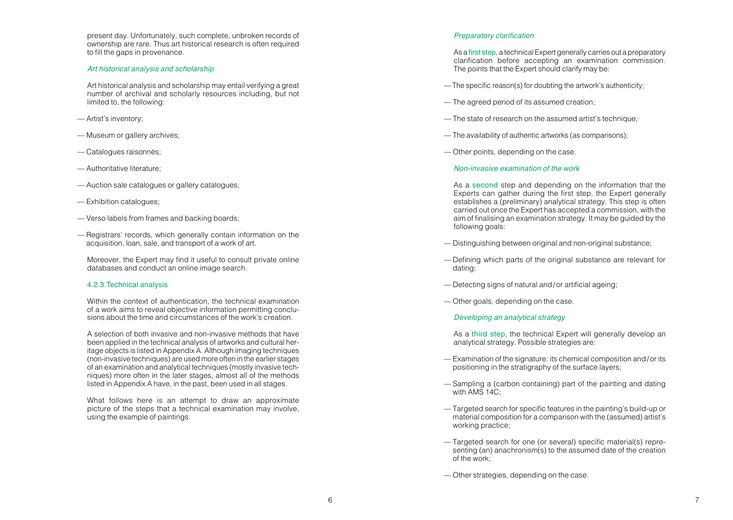present day. Unfortunately, such complete, unbroken records of ownership are rare. Thus art historical research is often required to fill the gaps in provenance.

*Art historical analysis and scholarship*

Art historical analysis and scholarship may entail verifying a great number of archival and scholarly resources including, but not limited to, the following:

- Artist's inventory;
- Museum or gallery archives;
- Catalogues raisonnés;
- Authoritative literature;
- Auction sale catalogues or gallery catalogues;
- Exhibition catalogues;
- Verso labels from frames and backing boards;
- Registrars' records, which generally contain information on the acquisition, loan, sale, and transport of a work of art.

Moreover, the Expert may find it useful to consult private online databases and conduct an online image search.

### 4.2.3. Technical analysis

Within the context of authentication, the technical examination of a work aims to reveal objective information permitting conclusions about the time and circumstances of the work's creation.

A selection of both invasive and non-invasive methods that have been applied in the technical analysis of artworks and cultural heritage objects is listed in Appendix A. Although imaging techniques (non-invasive techniques) are used more often in the earlier stages of an examination and analytical techniques (mostly invasive techniques) more often in the later stages, almost all of the methods listed in Appendix A have, in the past, been used in all stages.

What follows here is an attempt to draw an approximate picture of the steps that a technical examination may involve, using the example of paintings.

*Preparatory clarification*

As a first step, a technical Expert generally carries out a preparatory clarification before accepting an examination commission. The points that the Expert should clarify may be:

- The specific reason(s) for doubting the artwork's authenticity;
- The agreed period of its assumed creation;
- The state of research on the assumed artist's technique;
- The availability of authentic artworks (as comparisons);
- Other points, depending on the case.

*Non-invasive examination of the work*

As a second step and depending on the information that the Experts can gather during the first step, the Expert generally establishes a (preliminary) analytical strategy. This step is often carried out once the Expert has accepted a commission, with the aim of finalising an examination strategy. It may be guided by the following goals:

- Distinguishing between original and non-original substance;
- Defining which parts of the original substance are relevant for dating;
- Detecting signs of natural and/or artificial ageing;
- Other goals, depending on the case.

*Developing an analytical strategy*

As a third step, the technical Expert will generally develop an analytical strategy. Possible strategies are:

- Examination of the signature: its chemical composition and/or its positioning in the stratigraphy of the surface layers;
- Sampling a (carbon containing) part of the painting and dating with AMS 14C;
- Targeted search for specific features in the painting's build-up or material composition for a comparison with the (assumed) artist's working practice;
- Targeted search for one (or several) specific material(s) representing (an) anachronism(s) to the assumed date of the creation of the work;
- Other strategies, depending on the case.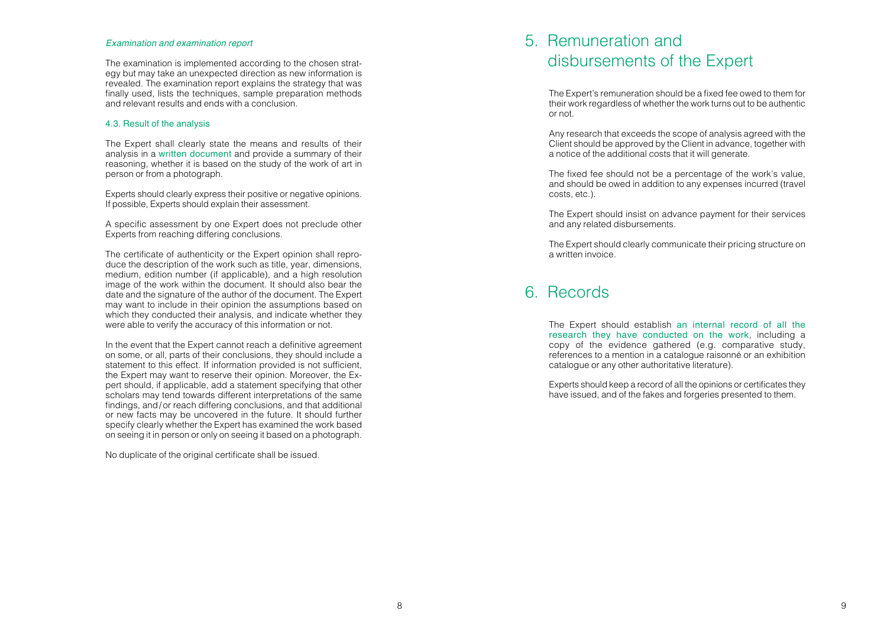*Examination and examination report*

The examination is implemented according to the chosen strategy but may take an unexpected direction as new information is revealed. The examination report explains the strategy that was finally used, lists the techniques, sample preparation methods and relevant results and ends with a conclusion.

### 4.3. Result of the analysis

The Expert shall clearly state the means and results of their analysis in a written document and provide a summary of their reasoning, whether it is based on the study of the work of art in person or from a photograph.

Experts should clearly express their positive or negative opinions. If possible, Experts should explain their assessment.

A specific assessment by one Expert does not preclude other Experts from reaching differing conclusions.

The certificate of authenticity or the Expert opinion shall reproduce the description of the work such as title, year, dimensions, medium, edition number (if applicable), and a high resolution image of the work within the document. It should also bear the date and the signature of the author of the document. The Expert may want to include in their opinion the assumptions based on which they conducted their analysis, and indicate whether they were able to verify the accuracy of this information or not.

In the event that the Expert cannot reach a definitive agreement on some, or all, parts of their conclusions, they should include a statement to this effect. If information provided is not sufficient, the Expert may want to reserve their opinion. Moreover, the Expert should, if applicable, add a statement specifying that other scholars may tend towards different interpretations of the same findings, and/or reach differing conclusions, and that additional or new facts may be uncovered in the future. It should further specify clearly whether the Expert has examined the work based on seeing it in person or only on seeing it based on a photograph.

No duplicate of the original certificate shall be issued.

# 5. Remuneration and disbursements of the Expert

The Expert's remuneration should be a fixed fee owed to them for their work regardless of whether the work turns out to be authentic or not.

Any research that exceeds the scope of analysis agreed with the Client should be approved by the Client in advance, together with a notice of the additional costs that it will generate.

The fixed fee should not be a percentage of the work's value, and should be owed in addition to any expenses incurred (travel costs, etc.).

The Expert should insist on advance payment for their services and any related disbursements.

The Expert should clearly communicate their pricing structure on a written invoice.

# 6. Records

The Expert should establish an internal record of all the research they have conducted on the work, including a copy of the evidence gathered (e.g. comparative study, references to a mention in a catalogue raisonné or an exhibition catalogue or any other authoritative literature).

Experts should keep a record of all the opinions or certificates they have issued, and of the fakes and forgeries presented to them.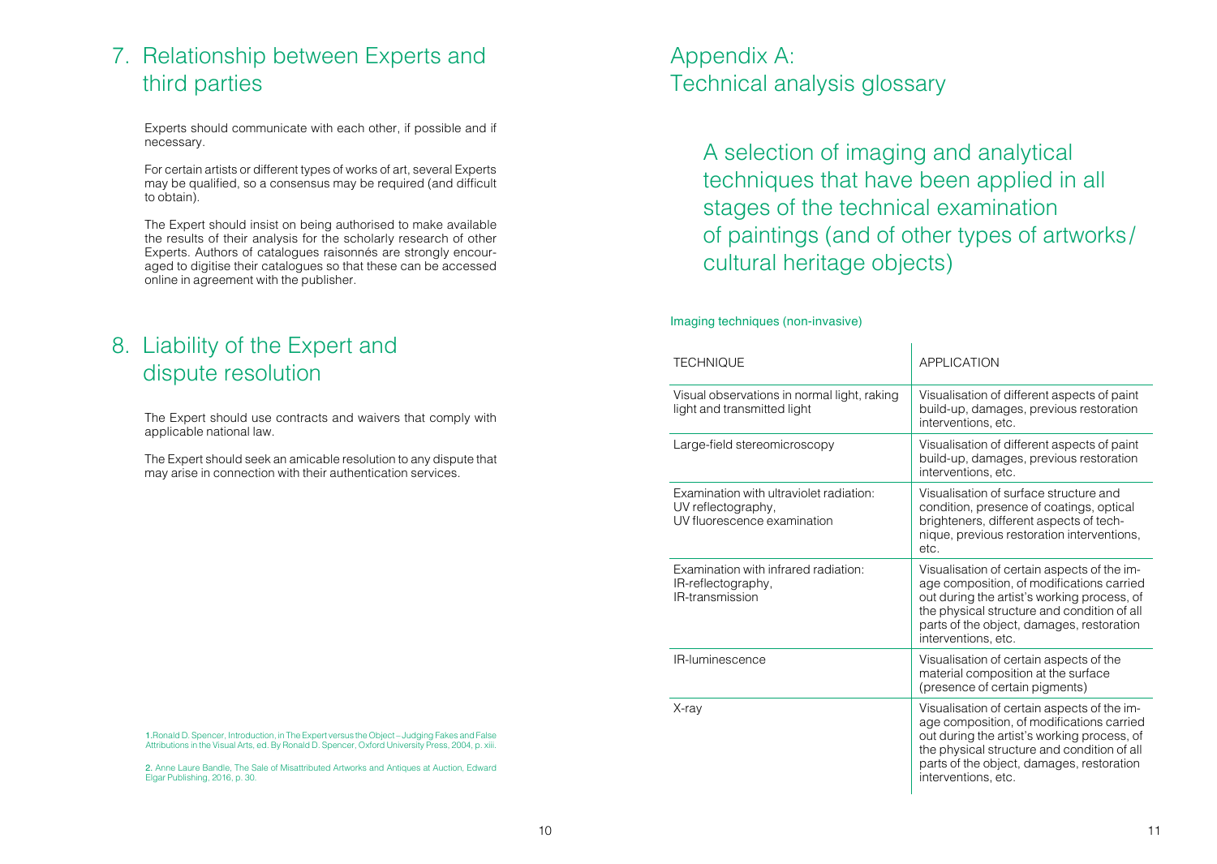## 7. Relationship between Experts and third parties

Experts should communicate with each other, if possible and if necessary.

For certain artists or different types of works of art, several Experts may be qualified, so a consensus may be required (and difficult to obtain).

The Expert should insist on being authorised to make available the results of their analysis for the scholarly research of other Experts. Authors of catalogues raisonnés are strongly encouraged to digitise their catalogues so that these can be accessed online in agreement with the publisher.

## 8. Liability of the Expert and dispute resolution

The Expert should use contracts and waivers that comply with applicable national law.

The Expert should seek an amicable resolution to any dispute that may arise in connection with their authentication services.

1. Ronald D. Spencer, Introduction, in The Expert versus the Object – Judging Fakes and False Attributions in the Visual Arts, ed. By Ronald D. Spencer, Oxford University Press, 2004, p. xiii.

2. Anne Laure Bandle, The Sale of Misattributed Artworks and Antiques at Auction, Edward Elgar Publishing, 2016, p. 30.

# Appendix A: Technical analysis glossary

A selection of imaging and analytical techniques that have been applied in all stages of the technical examination of paintings (and of other types of artworks/cultural heritage objects)

### Imaging techniques (non-invasive)

| TECHNIQUE | APPLICATION |
|---|---|
| Visual observations in normal light, raking light and transmitted light | Visualisation of different aspects of paint build-up, damages, previous restoration interventions, etc. |
| Large-field stereomicroscopy | Visualisation of different aspects of paint build-up, damages, previous restoration interventions, etc. |
| Examination with ultraviolet radiation: UV reflectography, UV fluorescence examination | Visualisation of surface structure and condition, presence of coatings, optical brighteners, different aspects of technique, previous restoration interventions, etc. |
| Examination with infrared radiation: IR-reflectography, IR-transmission | Visualisation of certain aspects of the image composition, of modifications carried out during the artist's working process, of the physical structure and condition of all parts of the object, damages, restoration interventions, etc. |
| IR-luminescence | Visualisation of certain aspects of the material composition at the surface (presence of certain pigments) |
| X-ray | Visualisation of certain aspects of the image composition, of modifications carried out during the artist's working process, of the physical structure and condition of all parts of the object, damages, restoration interventions, etc. |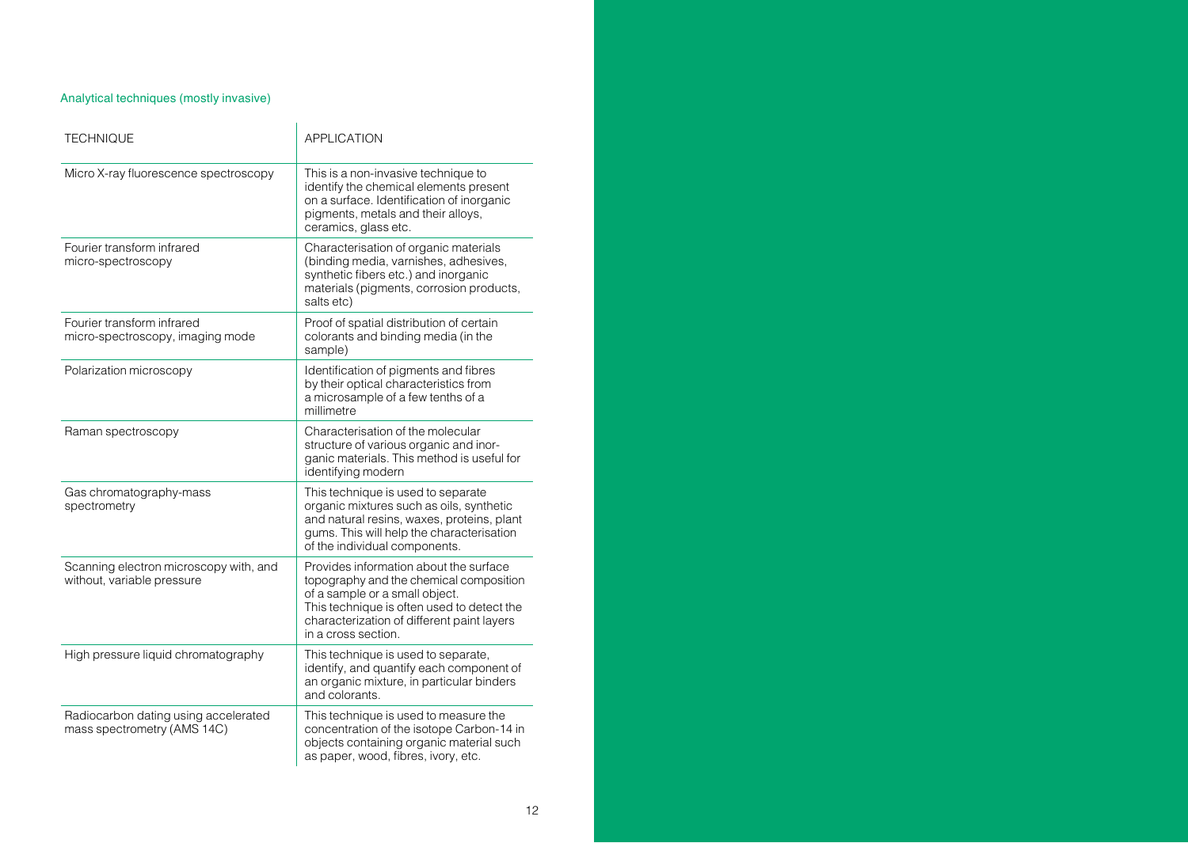## Analytical techniques (mostly invasive)

| TECHNIQUE | APPLICATION |
|---|---|
| Micro X-ray fluorescence spectroscopy | This is a non-invasive technique to identify the chemical elements present on a surface. Identification of inorganic pigments, metals and their alloys, ceramics, glass etc. |
| Fourier transform infrared micro-spectroscopy | Characterisation of organic materials (binding media, varnishes, adhesives, synthetic fibers etc.) and inorganic materials (pigments, corrosion products, salts etc) |
| Fourier transform infrared micro-spectroscopy, imaging mode | Proof of spatial distribution of certain colorants and binding media (in the sample) |
| Polarization microscopy | Identification of pigments and fibres by their optical characteristics from a microsample of a few tenths of a millimetre |
| Raman spectroscopy | Characterisation of the molecular structure of various organic and inorganic materials. This method is useful for identifying modern |
| Gas chromatography-mass spectrometry | This technique is used to separate organic mixtures such as oils, synthetic and natural resins, waxes, proteins, plant gums. This will help the characterisation of the individual components. |
| Scanning electron microscopy with, and without, variable pressure | Provides information about the surface topography and the chemical composition of a sample or a small object. This technique is often used to detect the characterization of different paint layers in a cross section. |
| High pressure liquid chromatography | This technique is used to separate, identify, and quantify each component of an organic mixture, in particular binders and colorants. |
| Radiocarbon dating using accelerated mass spectrometry (AMS 14C) | This technique is used to measure the concentration of the isotope Carbon-14 in objects containing organic material such as paper, wood, fibres, ivory, etc. |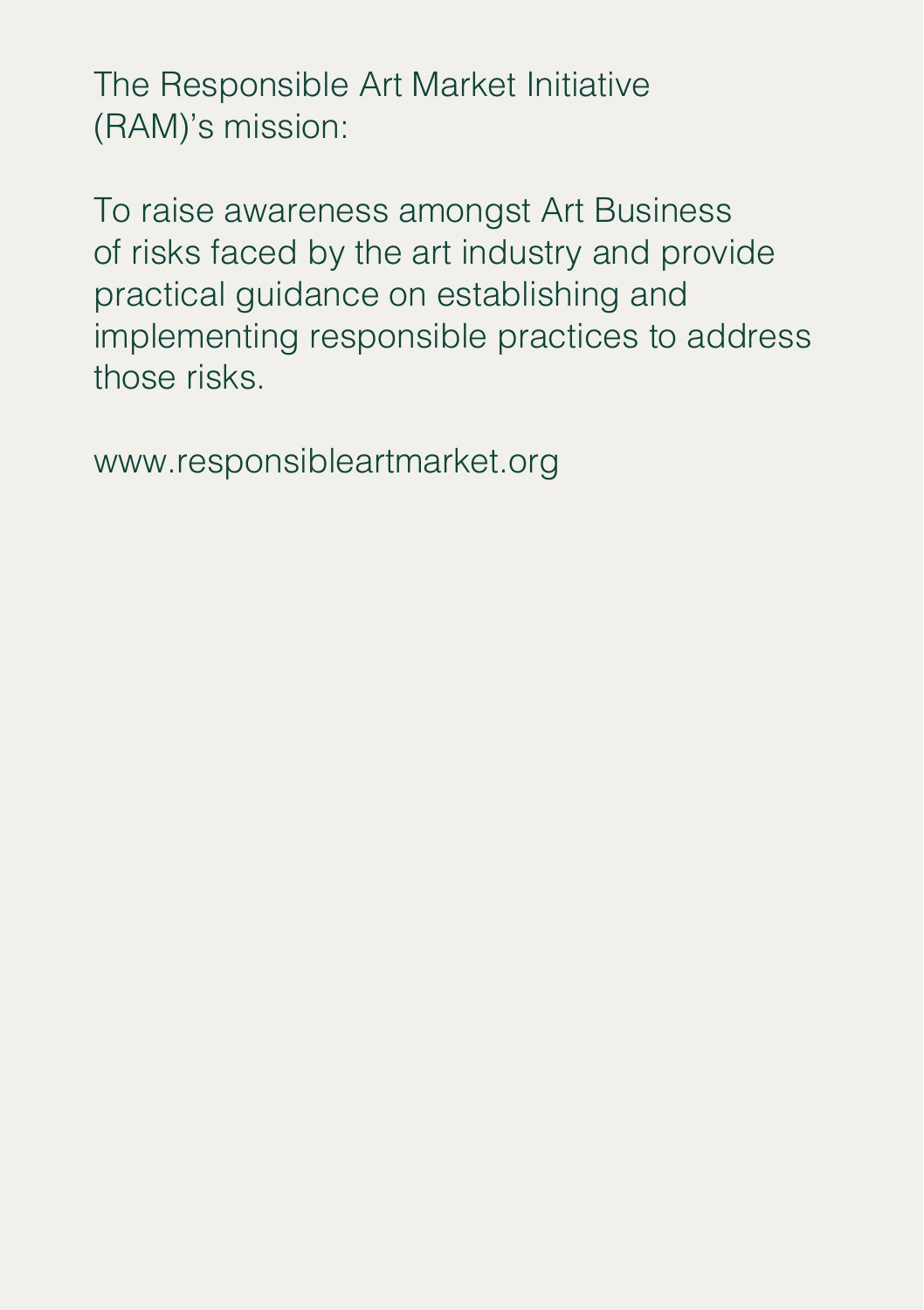The Responsible Art Market Initiative (RAM)'s mission:

To raise awareness amongst Art Business of risks faced by the art industry and provide practical guidance on establishing and implementing responsible practices to address those risks.

www.responsibleartmarket.org